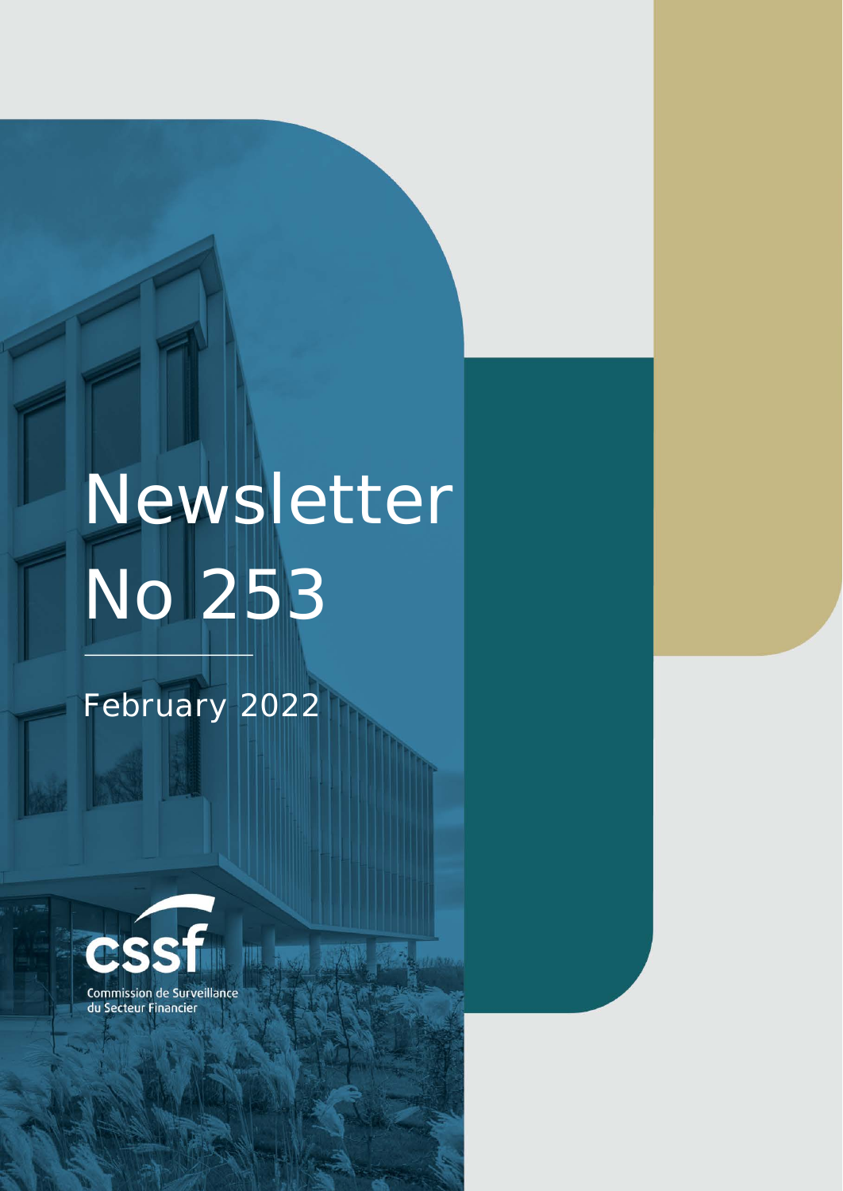# Newsletter No 253

February 2022

Commission de Surveillance du Secteur Financier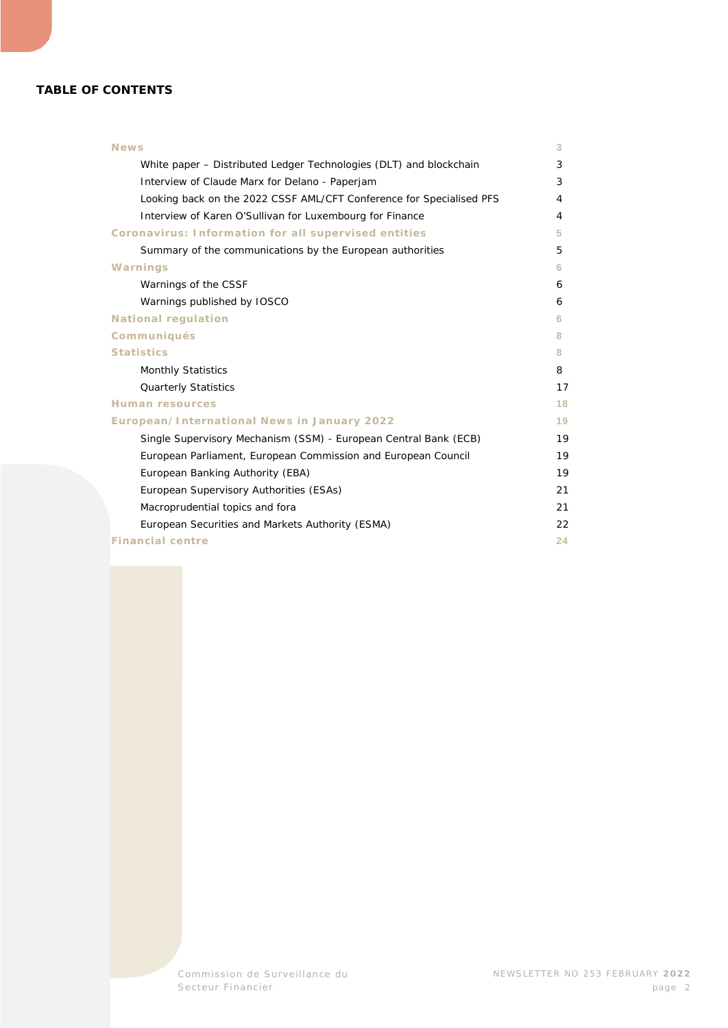**TABLE OF CONTENTS**

| | |
|---|---|
| **News** | 3 |
| White paper – Distributed Ledger Technologies (DLT) and blockchain | 3 |
| Interview of Claude Marx for Delano - Paperjam | 3 |
| Looking back on the 2022 CSSF AML/CFT Conference for Specialised PFS | 4 |
| Interview of Karen O'Sullivan for Luxembourg for Finance | 4 |
| **Coronavirus: Information for all supervised entities** | 5 |
| Summary of the communications by the European authorities | 5 |
| **Warnings** | 6 |
| Warnings of the CSSF | 6 |
| Warnings published by IOSCO | 6 |
| **National regulation** | 6 |
| **Communiqués** | 8 |
| **Statistics** | 8 |
| Monthly Statistics | 8 |
| Quarterly Statistics | 17 |
| **Human resources** | 18 |
| **European/International News in January 2022** | 19 |
| Single Supervisory Mechanism (SSM) - European Central Bank (ECB) | 19 |
| European Parliament, European Commission and European Council | 19 |
| European Banking Authority (EBA) | 19 |
| European Supervisory Authorities (ESAs) | 21 |
| Macroprudential topics and fora | 21 |
| European Securities and Markets Authority (ESMA) | 22 |
| **Financial centre** | 24 |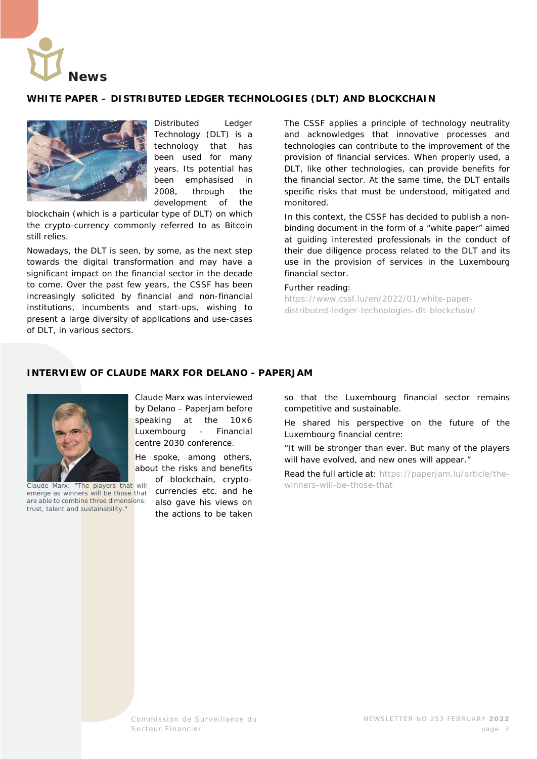# News

## WHITE PAPER – DISTRIBUTED LEDGER TECHNOLOGIES (DLT) AND BLOCKCHAIN

Distributed Ledger Technology (DLT) is a technology that has been used for many years. Its potential has been emphasised in 2008, through the development of the blockchain (which is a particular type of DLT) on which the crypto-currency commonly referred to as Bitcoin still relies.

Nowadays, the DLT is seen, by some, as the next step towards the digital transformation and may have a significant impact on the financial sector in the decade to come. Over the past few years, the CSSF has been increasingly solicited by financial and non-financial institutions, incumbents and start-ups, wishing to present a large diversity of applications and use-cases of DLT, in various sectors.

The CSSF applies a principle of technology neutrality and acknowledges that innovative processes and technologies can contribute to the improvement of the provision of financial services. When properly used, a DLT, like other technologies, can provide benefits for the financial sector. At the same time, the DLT entails specific risks that must be understood, mitigated and monitored.

In this context, the CSSF has decided to publish a non-binding document in the form of a "white paper" aimed at guiding interested professionals in the conduct of their due diligence process related to the DLT and its use in the provision of services in the Luxembourg financial sector.

Further reading:
https://www.cssf.lu/en/2022/01/white-paper-distributed-ledger-technologies-dlt-blockchain/

## INTERVIEW OF CLAUDE MARX FOR DELANO - PAPERJAM

Claude Marx: "The players that will emerge as winners will be those that are able to combine three dimensions: trust, talent and sustainability."

Claude Marx was interviewed by Delano – Paperjam before speaking at the 10×6 Luxembourg - Financial centre 2030 conference.

He spoke, among others, about the risks and benefits of blockchain, crypto-currencies etc. and he also gave his views on the actions to be taken so that the Luxembourg financial sector remains competitive and sustainable.

He shared his perspective on the future of the Luxembourg financial centre:

"It will be stronger than ever. But many of the players will have evolved, and new ones will appear."

Read the full article at: https://paperjam.lu/article/the-winners-will-be-those-that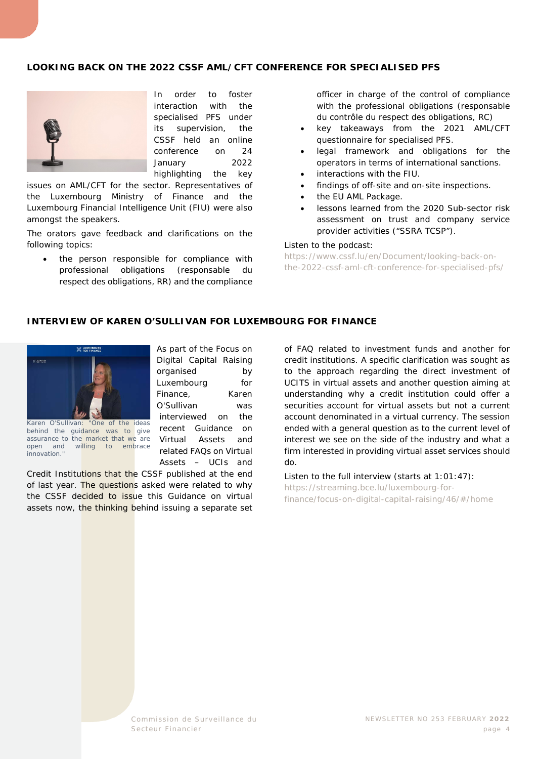## LOOKING BACK ON THE 2022 CSSF AML/CFT CONFERENCE FOR SPECIALISED PFS

In order to foster interaction with the specialised PFS under its supervision, the CSSF held an online conference on 24 January 2022 highlighting the key issues on AML/CFT for the sector. Representatives of the Luxembourg Ministry of Finance and the Luxembourg Financial Intelligence Unit (FIU) were also amongst the speakers.

The orators gave feedback and clarifications on the following topics:

- the person responsible for compliance with professional obligations (responsable du respect des obligations, RR) and the compliance officer in charge of the control of compliance with the professional obligations (responsable du contrôle du respect des obligations, RC)
- key takeaways from the 2021 AML/CFT questionnaire for specialised PFS.
- legal framework and obligations for the operators in terms of international sanctions.
- interactions with the FIU.
- findings of off-site and on-site inspections.
- the EU AML Package.
- lessons learned from the 2020 Sub-sector risk assessment on trust and company service provider activities ("SSRA TCSP").

Listen to the podcast:
https://www.cssf.lu/en/Document/looking-back-on-the-2022-cssf-aml-cft-conference-for-specialised-pfs/

## INTERVIEW OF KAREN O'SULLIVAN FOR LUXEMBOURG FOR FINANCE

Karen O'Sullivan: "One of the ideas behind the guidance was to give assurance to the market that we are open and willing to embrace innovation."

As part of the Focus on Digital Capital Raising organised by Luxembourg for Finance, Karen O'Sullivan was interviewed on the recent Guidance on Virtual Assets and related FAQs on Virtual Assets – UCIs and Credit Institutions that the CSSF published at the end of last year. The questions asked were related to why the CSSF decided to issue this Guidance on virtual assets now, the thinking behind issuing a separate set of FAQ related to investment funds and another for credit institutions. A specific clarification was sought as to the approach regarding the direct investment of UCITS in virtual assets and another question aiming at understanding why a credit institution could offer a securities account for virtual assets but not a current account denominated in a virtual currency. The session ended with a general question as to the current level of interest we see on the side of the industry and what a firm interested in providing virtual asset services should do.

Listen to the full interview (starts at 1:01:47):
https://streaming.bce.lu/luxembourg-for-finance/focus-on-digital-capital-raising/46/#/home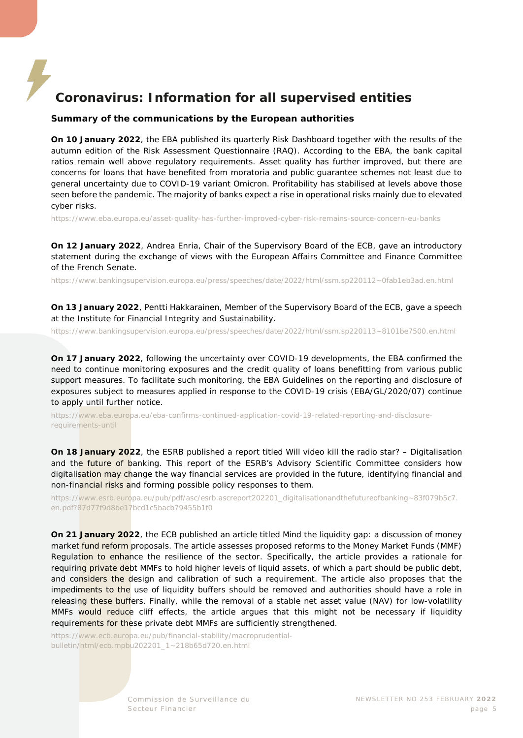# Coronavirus: Information for all supervised entities

### Summary of the communications by the European authorities

**On 10 January 2022**, the EBA published its quarterly Risk Dashboard together with the results of the autumn edition of the Risk Assessment Questionnaire (RAQ). According to the EBA, the bank capital ratios remain well above regulatory requirements. Asset quality has further improved, but there are concerns for loans that have benefited from moratoria and public guarantee schemes not least due to general uncertainty due to COVID-19 variant Omicron. Profitability has stabilised at levels above those seen before the pandemic. The majority of banks expect a rise in operational risks mainly due to elevated cyber risks.

https://www.eba.europa.eu/asset-quality-has-further-improved-cyber-risk-remains-source-concern-eu-banks

**On 12 January 2022**, Andrea Enria, Chair of the Supervisory Board of the ECB, gave an introductory statement during the exchange of views with the European Affairs Committee and Finance Committee of the French Senate.

https://www.bankingsupervision.europa.eu/press/speeches/date/2022/html/ssm.sp220112~0fab1eb3ad.en.html

**On 13 January 2022**, Pentti Hakkarainen, Member of the Supervisory Board of the ECB, gave a speech at the Institute for Financial Integrity and Sustainability.

https://www.bankingsupervision.europa.eu/press/speeches/date/2022/html/ssm.sp220113~8101be7500.en.html

**On 17 January 2022**, following the uncertainty over COVID-19 developments, the EBA confirmed the need to continue monitoring exposures and the credit quality of loans benefitting from various public support measures. To facilitate such monitoring, the EBA Guidelines on the reporting and disclosure of exposures subject to measures applied in response to the COVID-19 crisis (EBA/GL/2020/07) continue to apply until further notice.

https://www.eba.europa.eu/eba-confirms-continued-application-covid-19-related-reporting-and-disclosure-requirements-until

**On 18 January 2022**, the ESRB published a report titled Will video kill the radio star? – Digitalisation and the future of banking. This report of the ESRB's Advisory Scientific Committee considers how digitalisation may change the way financial services are provided in the future, identifying financial and non-financial risks and forming possible policy responses to them.

https://www.esrb.europa.eu/pub/pdf/asc/esrb.ascreport202201_digitalisationandthefutureofbanking~83f079b5c7.en.pdf?87d77f9d8be17bcd1c5bacb79455b1f0

**On 21 January 2022**, the ECB published an article titled Mind the liquidity gap: a discussion of money market fund reform proposals. The article assesses proposed reforms to the Money Market Funds (MMF) Regulation to enhance the resilience of the sector. Specifically, the article provides a rationale for requiring private debt MMFs to hold higher levels of liquid assets, of which a part should be public debt, and considers the design and calibration of such a requirement. The article also proposes that the impediments to the use of liquidity buffers should be removed and authorities should have a role in releasing these buffers. Finally, while the removal of a stable net asset value (NAV) for low-volatility MMFs would reduce cliff effects, the article argues that this might not be necessary if liquidity requirements for these private debt MMFs are sufficiently strengthened.

https://www.ecb.europa.eu/pub/financial-stability/macroprudential-bulletin/html/ecb.mpbu202201_1~218b65d720.en.html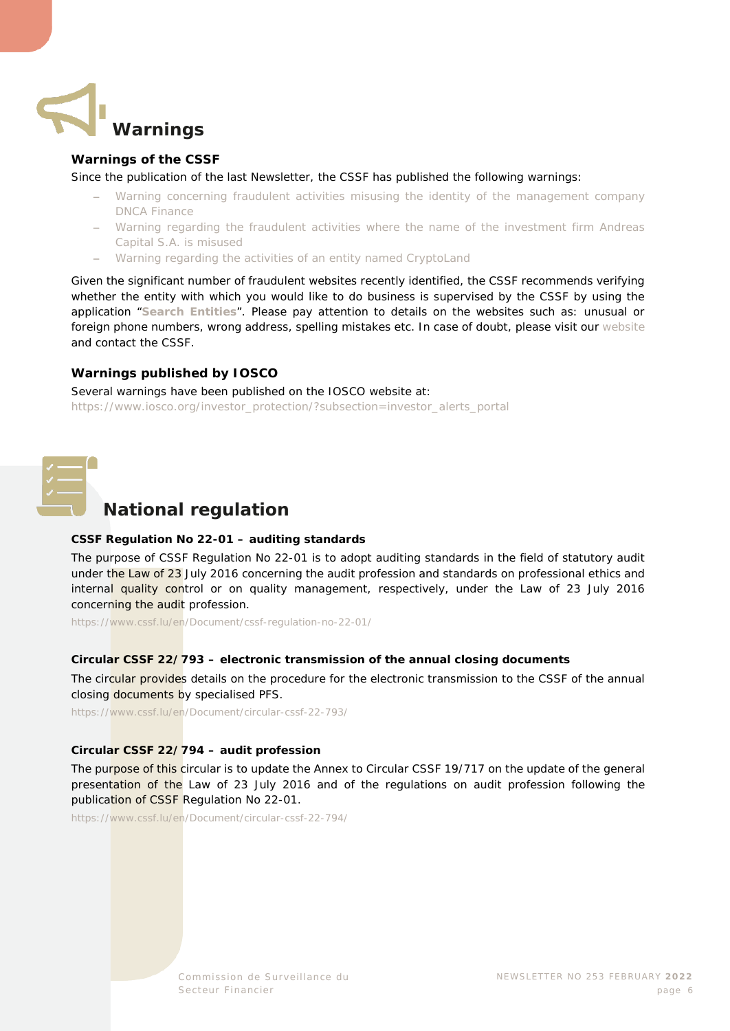# Warnings

## Warnings of the CSSF

Since the publication of the last Newsletter, the CSSF has published the following warnings:

- Warning concerning fraudulent activities misusing the identity of the management company DNCA Finance
- Warning regarding the fraudulent activities where the name of the investment firm Andreas Capital S.A. is misused
- Warning regarding the activities of an entity named CryptoLand

Given the significant number of fraudulent websites recently identified, the CSSF recommends verifying whether the entity with which you would like to do business is supervised by the CSSF by using the application "**Search Entities**". Please pay attention to details on the websites such as: unusual or foreign phone numbers, wrong address, spelling mistakes etc. In case of doubt, please visit our website and contact the CSSF.

## Warnings published by IOSCO

Several warnings have been published on the IOSCO website at:
https://www.iosco.org/investor_protection/?subsection=investor_alerts_portal

# National regulation

## CSSF Regulation No 22-01 – auditing standards

The purpose of CSSF Regulation No 22-01 is to adopt auditing standards in the field of statutory audit under the Law of 23 July 2016 concerning the audit profession and standards on professional ethics and internal quality control or on quality management, respectively, under the Law of 23 July 2016 concerning the audit profession.

https://www.cssf.lu/en/Document/cssf-regulation-no-22-01/

## Circular CSSF 22/793 – electronic transmission of the annual closing documents

The circular provides details on the procedure for the electronic transmission to the CSSF of the annual closing documents by specialised PFS.

https://www.cssf.lu/en/Document/circular-cssf-22-793/

## Circular CSSF 22/794 – audit profession

The purpose of this circular is to update the Annex to Circular CSSF 19/717 on the update of the general presentation of the Law of 23 July 2016 and of the regulations on audit profession following the publication of CSSF Regulation No 22-01.

https://www.cssf.lu/en/Document/circular-cssf-22-794/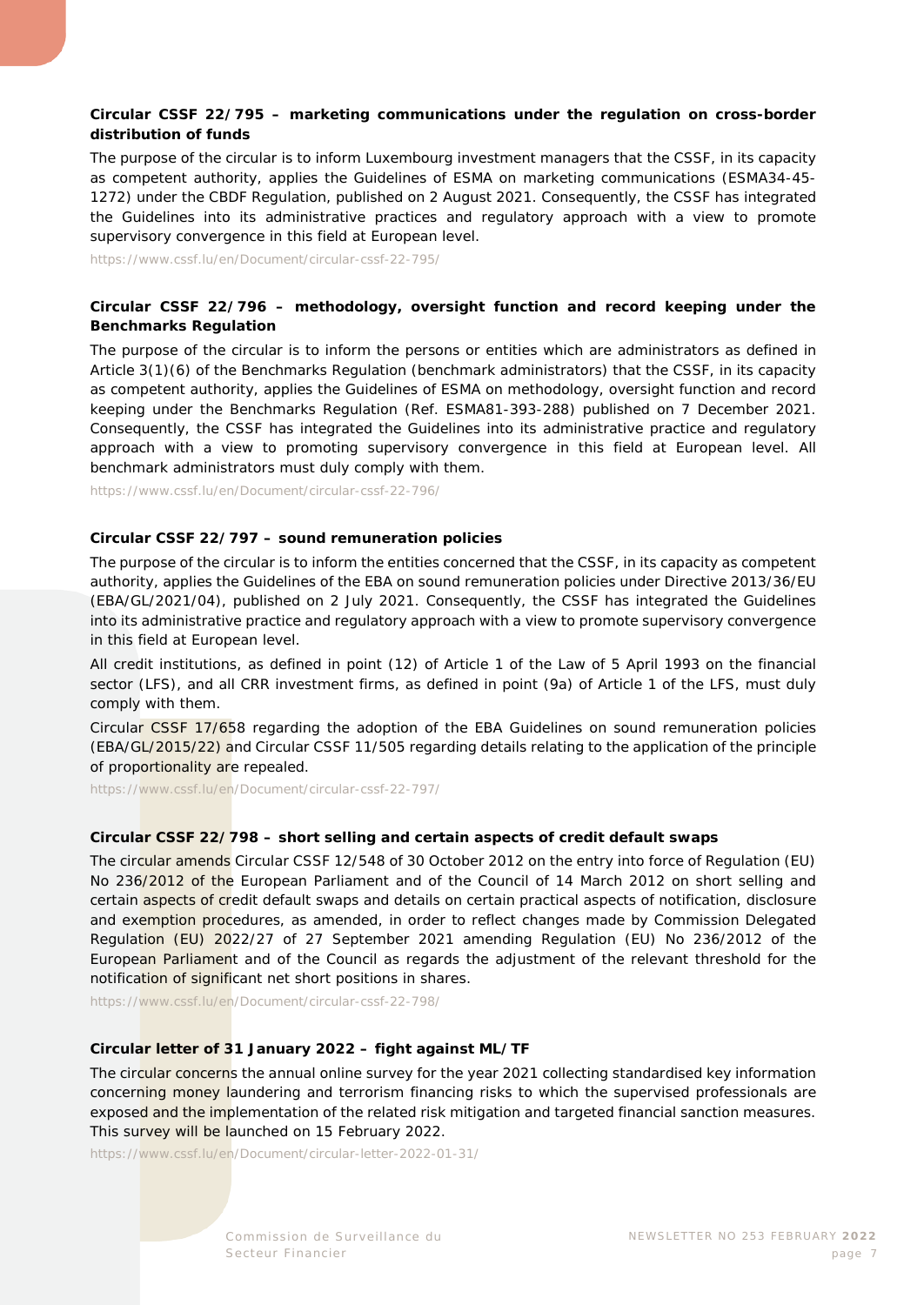**Circular CSSF 22/795 – marketing communications under the regulation on cross-border distribution of funds**

The purpose of the circular is to inform Luxembourg investment managers that the CSSF, in its capacity as competent authority, applies the Guidelines of ESMA on marketing communications (ESMA34-45-1272) under the CBDF Regulation, published on 2 August 2021. Consequently, the CSSF has integrated the Guidelines into its administrative practices and regulatory approach with a view to promote supervisory convergence in this field at European level.

https://www.cssf.lu/en/Document/circular-cssf-22-795/

**Circular CSSF 22/796 – methodology, oversight function and record keeping under the Benchmarks Regulation**

The purpose of the circular is to inform the persons or entities which are administrators as defined in Article 3(1)(6) of the Benchmarks Regulation (benchmark administrators) that the CSSF, in its capacity as competent authority, applies the Guidelines of ESMA on methodology, oversight function and record keeping under the Benchmarks Regulation (Ref. ESMA81-393-288) published on 7 December 2021. Consequently, the CSSF has integrated the Guidelines into its administrative practice and regulatory approach with a view to promoting supervisory convergence in this field at European level. All benchmark administrators must duly comply with them.

https://www.cssf.lu/en/Document/circular-cssf-22-796/

**Circular CSSF 22/797 – sound remuneration policies**

The purpose of the circular is to inform the entities concerned that the CSSF, in its capacity as competent authority, applies the Guidelines of the EBA on sound remuneration policies under Directive 2013/36/EU (EBA/GL/2021/04), published on 2 July 2021. Consequently, the CSSF has integrated the Guidelines into its administrative practice and regulatory approach with a view to promote supervisory convergence in this field at European level.

All credit institutions, as defined in point (12) of Article 1 of the Law of 5 April 1993 on the financial sector (LFS), and all CRR investment firms, as defined in point (9a) of Article 1 of the LFS, must duly comply with them.

Circular CSSF 17/658 regarding the adoption of the EBA Guidelines on sound remuneration policies (EBA/GL/2015/22) and Circular CSSF 11/505 regarding details relating to the application of the principle of proportionality are repealed.

https://www.cssf.lu/en/Document/circular-cssf-22-797/

**Circular CSSF 22/798 – short selling and certain aspects of credit default swaps**

The circular amends Circular CSSF 12/548 of 30 October 2012 on the entry into force of Regulation (EU) No 236/2012 of the European Parliament and of the Council of 14 March 2012 on short selling and certain aspects of credit default swaps and details on certain practical aspects of notification, disclosure and exemption procedures, as amended, in order to reflect changes made by Commission Delegated Regulation (EU) 2022/27 of 27 September 2021 amending Regulation (EU) No 236/2012 of the European Parliament and of the Council as regards the adjustment of the relevant threshold for the notification of significant net short positions in shares.

https://www.cssf.lu/en/Document/circular-cssf-22-798/

**Circular letter of 31 January 2022 – fight against ML/TF**

The circular concerns the annual online survey for the year 2021 collecting standardised key information concerning money laundering and terrorism financing risks to which the supervised professionals are exposed and the implementation of the related risk mitigation and targeted financial sanction measures. This survey will be launched on 15 February 2022.

https://www.cssf.lu/en/Document/circular-letter-2022-01-31/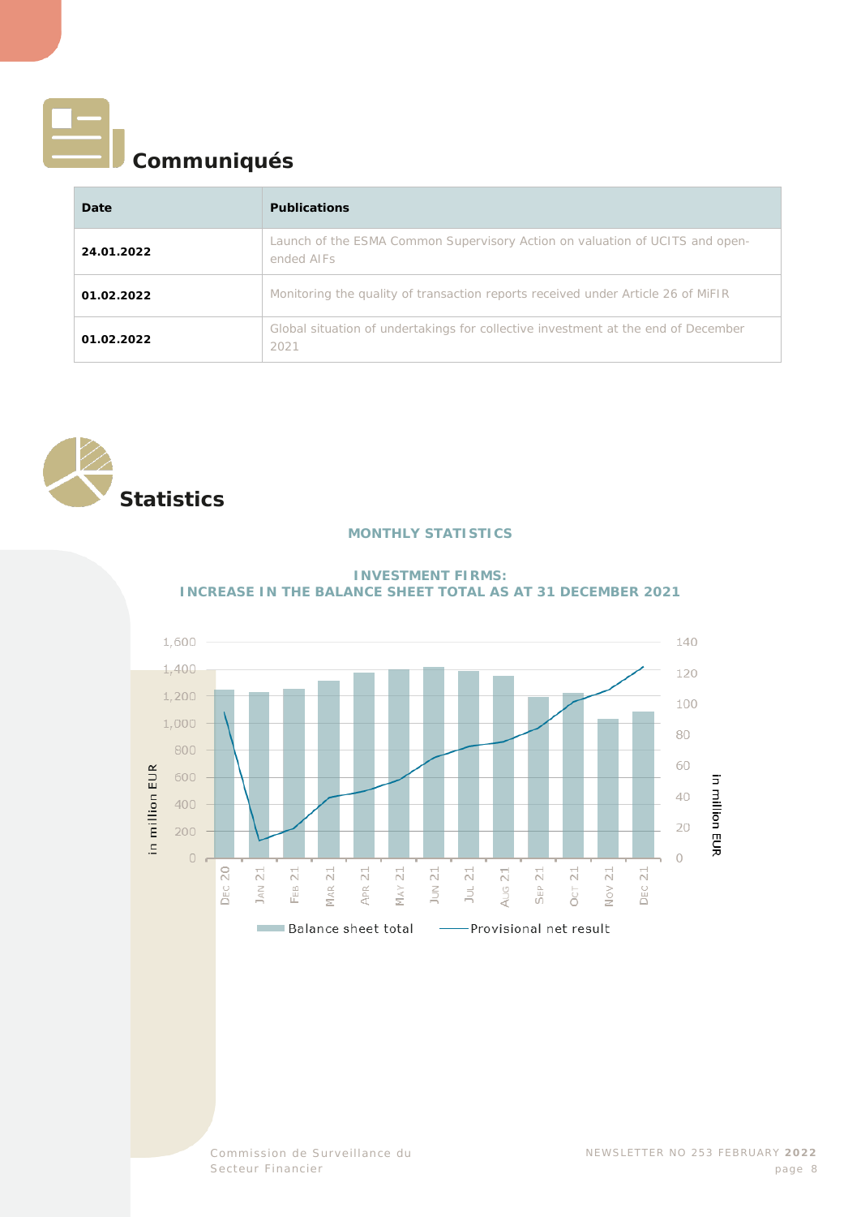# Communiqués

| Date | Publications |
|---|---|
| **24.01.2022** | Launch of the ESMA Common Supervisory Action on valuation of UCITS and open-ended AIFs |
| **01.02.2022** | Monitoring the quality of transaction reports received under Article 26 of MiFIR |
| **01.02.2022** | Global situation of undertakings for collective investment at the end of December 2021 |

# Statistics

### MONTHLY STATISTICS

#### INVESTMENT FIRMS: INCREASE IN THE BALANCE SHEET TOTAL AS AT 31 DECEMBER 2021

Left axis: in million EUR (0 – 1,600). Right axis: in million EUR (0 – 140).

X-axis: Dec 20, Jan 21, Feb 21, Mar 21, Apr 21, May 21, Jun 21, Jul 21, Aug 21, Sep 21, Oct 21, Nov 21, Dec 21

Legend: Balance sheet total; Provisional net result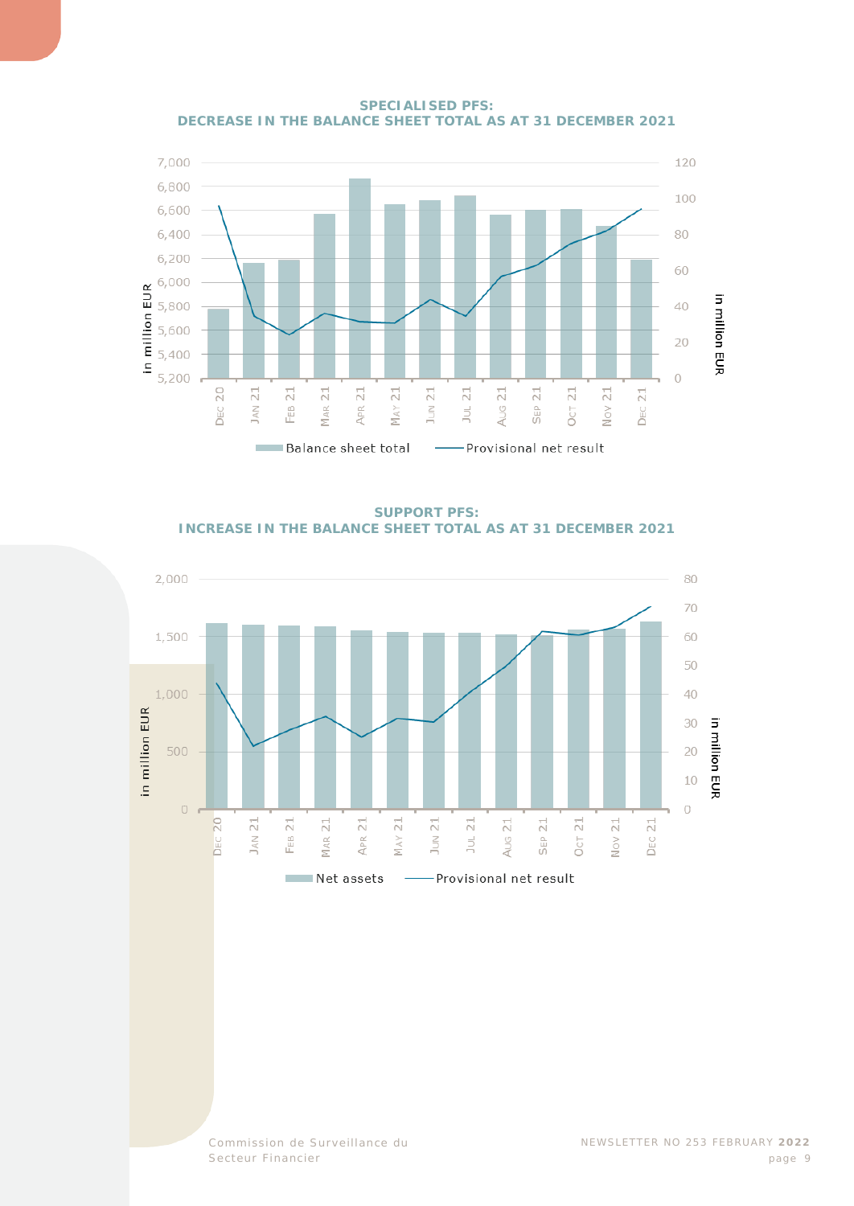**SPECIALISED PFS: DECREASE IN THE BALANCE SHEET TOTAL AS AT 31 DECEMBER 2021**

**SUPPORT PFS: INCREASE IN THE BALANCE SHEET TOTAL AS AT 31 DECEMBER 2021**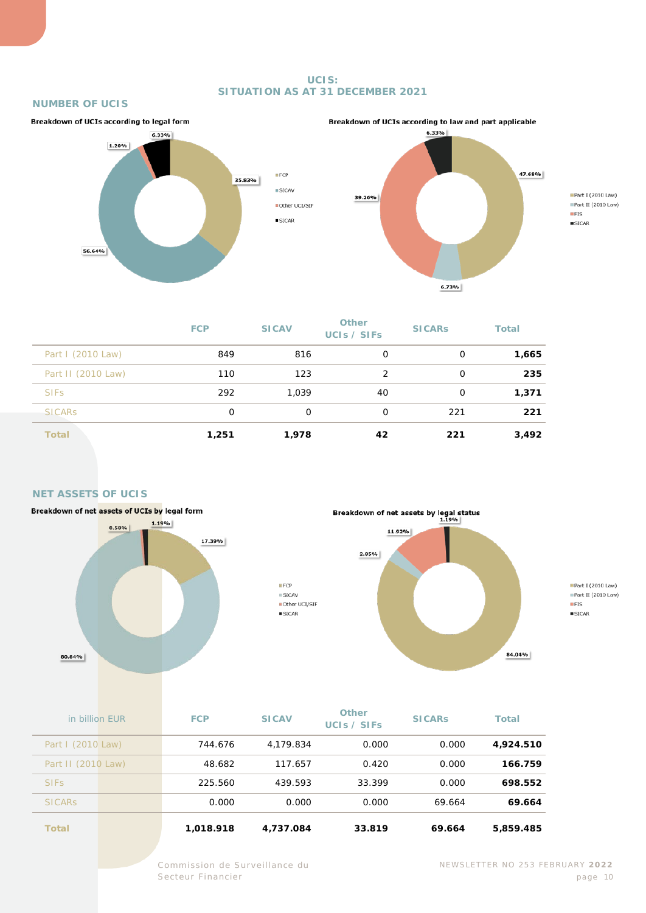# UCIS: SITUATION AS AT 31 DECEMBER 2021

## NUMBER OF UCIS

**Breakdown of UCIs according to legal form**

FCP: 35.83%; SICAV: 56.64%; Other UCI/SIF: 1.20%; SICAR: 6.33%

**Breakdown of UCIs according to law and part applicable**

Part I (2010 Law): 47.68%; Part II (2010 Law): 6.73%; FIS: 39.26%; SICAR: 6.33%

| | FCP | SICAV | Other UCIs / SIFs | SICARs | Total |
|---|---|---|---|---|---|
| Part I (2010 Law) | 849 | 816 | 0 | 0 | **1,665** |
| Part II (2010 Law) | 110 | 123 | 2 | 0 | **235** |
| SIFs | 292 | 1,039 | 40 | 0 | **1,371** |
| SICARs | 0 | 0 | 0 | 221 | **221** |
| **Total** | **1,251** | **1,978** | **42** | **221** | **3,492** |

## NET ASSETS OF UCIS

**Breakdown of net assets of UCIs by legal form**

FCP: 17.39%; SICAV: 80.84%; Other UCI/SIF: 0.58%; SICAR: 1.19%

**Breakdown of net assets by legal status**

Part I (2010 Law): 84.04%; Part II (2010 Law): 2.85%; FIS: 11.92%; SICAR: 1.19%

| in billion EUR | FCP | SICAV | Other UCIs / SIFs | SICARs | Total |
|---|---|---|---|---|---|
| Part I (2010 Law) | 744.676 | 4,179.834 | 0.000 | 0.000 | **4,924.510** |
| Part II (2010 Law) | 48.682 | 117.657 | 0.420 | 0.000 | **166.759** |
| SIFs | 225.560 | 439.593 | 33.399 | 0.000 | **698.552** |
| SICARs | 0.000 | 0.000 | 0.000 | 69.664 | **69.664** |
| **Total** | **1,018.918** | **4,737.084** | **33.819** | **69.664** | **5,859.485** |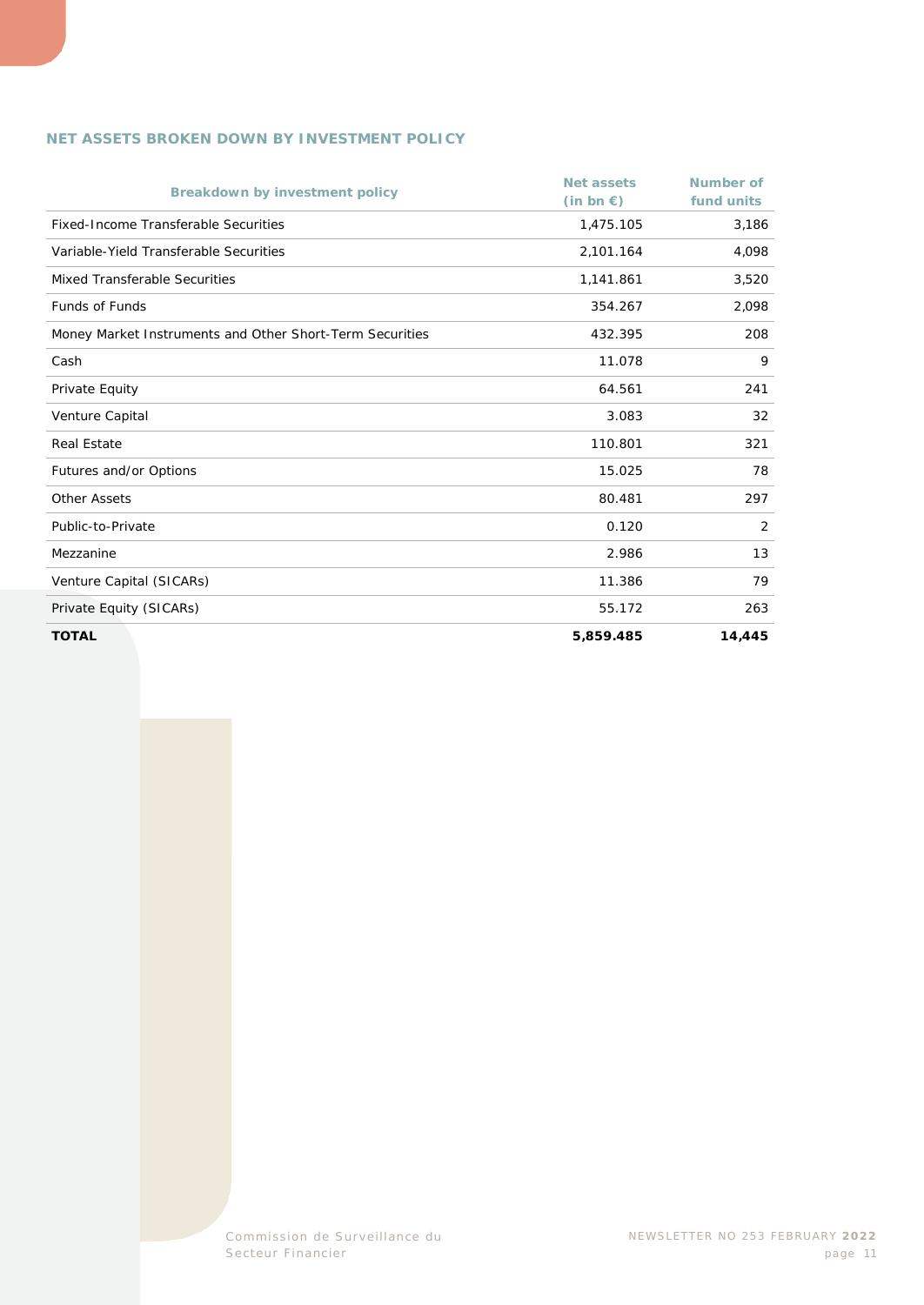## NET ASSETS BROKEN DOWN BY INVESTMENT POLICY

| Breakdown by investment policy | Net assets (in bn €) | Number of fund units |
|---|---|---|
| Fixed-Income Transferable Securities | 1,475.105 | 3,186 |
| Variable-Yield Transferable Securities | 2,101.164 | 4,098 |
| Mixed Transferable Securities | 1,141.861 | 3,520 |
| Funds of Funds | 354.267 | 2,098 |
| Money Market Instruments and Other Short-Term Securities | 432.395 | 208 |
| Cash | 11.078 | 9 |
| Private Equity | 64.561 | 241 |
| Venture Capital | 3.083 | 32 |
| Real Estate | 110.801 | 321 |
| Futures and/or Options | 15.025 | 78 |
| Other Assets | 80.481 | 297 |
| Public-to-Private | 0.120 | 2 |
| Mezzanine | 2.986 | 13 |
| Venture Capital (SICARs) | 11.386 | 79 |
| Private Equity (SICARs) | 55.172 | 263 |
| **TOTAL** | **5,859.485** | **14,445** |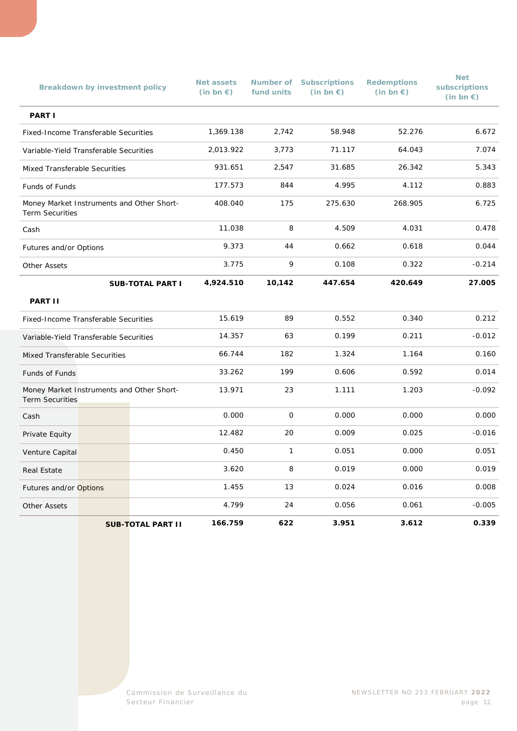| Breakdown by investment policy | Net assets (in bn €) | Number of fund units | Subscriptions (in bn €) | Redemptions (in bn €) | Net subscriptions (in bn €) |
|---|---|---|---|---|---|
| **PART I** | | | | | |
| Fixed-Income Transferable Securities | 1,369.138 | 2,742 | 58.948 | 52.276 | 6.672 |
| Variable-Yield Transferable Securities | 2,013.922 | 3,773 | 71.117 | 64.043 | 7.074 |
| Mixed Transferable Securities | 931.651 | 2,547 | 31.685 | 26.342 | 5.343 |
| Funds of Funds | 177.573 | 844 | 4.995 | 4.112 | 0.883 |
| Money Market Instruments and Other Short-Term Securities | 408.040 | 175 | 275.630 | 268.905 | 6.725 |
| Cash | 11.038 | 8 | 4.509 | 4.031 | 0.478 |
| Futures and/or Options | 9.373 | 44 | 0.662 | 0.618 | 0.044 |
| Other Assets | 3.775 | 9 | 0.108 | 0.322 | -0.214 |
| **SUB-TOTAL PART I** | **4,924.510** | **10,142** | **447.654** | **420.649** | **27.005** |
| **PART II** | | | | | |
| Fixed-Income Transferable Securities | 15.619 | 89 | 0.552 | 0.340 | 0.212 |
| Variable-Yield Transferable Securities | 14.357 | 63 | 0.199 | 0.211 | -0.012 |
| Mixed Transferable Securities | 66.744 | 182 | 1.324 | 1.164 | 0.160 |
| Funds of Funds | 33.262 | 199 | 0.606 | 0.592 | 0.014 |
| Money Market Instruments and Other Short-Term Securities | 13.971 | 23 | 1.111 | 1.203 | -0.092 |
| Cash | 0.000 | 0 | 0.000 | 0.000 | 0.000 |
| Private Equity | 12.482 | 20 | 0.009 | 0.025 | -0.016 |
| Venture Capital | 0.450 | 1 | 0.051 | 0.000 | 0.051 |
| Real Estate | 3.620 | 8 | 0.019 | 0.000 | 0.019 |
| Futures and/or Options | 1.455 | 13 | 0.024 | 0.016 | 0.008 |
| Other Assets | 4.799 | 24 | 0.056 | 0.061 | -0.005 |
| **SUB-TOTAL PART II** | **166.759** | **622** | **3.951** | **3.612** | **0.339** |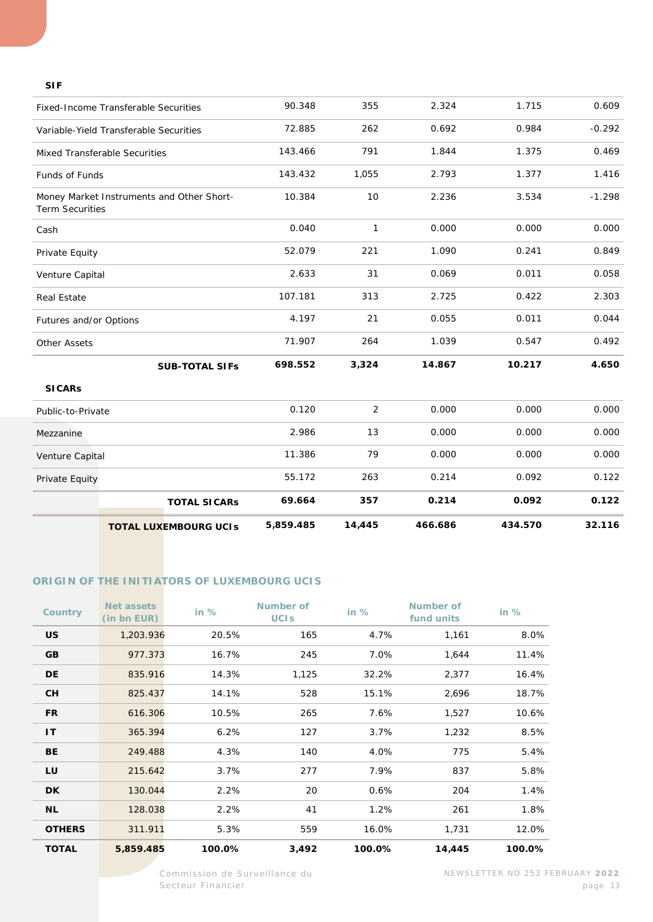| SIF | | | | | |
|---|---|---|---|---|---|
| Fixed-Income Transferable Securities | 90.348 | 355 | 2.324 | 1.715 | 0.609 |
| Variable-Yield Transferable Securities | 72.885 | 262 | 0.692 | 0.984 | -0.292 |
| Mixed Transferable Securities | 143.466 | 791 | 1.844 | 1.375 | 0.469 |
| Funds of Funds | 143.432 | 1,055 | 2.793 | 1.377 | 1.416 |
| Money Market Instruments and Other Short-Term Securities | 10.384 | 10 | 2.236 | 3.534 | -1.298 |
| Cash | 0.040 | 1 | 0.000 | 0.000 | 0.000 |
| Private Equity | 52.079 | 221 | 1.090 | 0.241 | 0.849 |
| Venture Capital | 2.633 | 31 | 0.069 | 0.011 | 0.058 |
| Real Estate | 107.181 | 313 | 2.725 | 0.422 | 2.303 |
| Futures and/or Options | 4.197 | 21 | 0.055 | 0.011 | 0.044 |
| Other Assets | 71.907 | 264 | 1.039 | 0.547 | 0.492 |
| **SUB-TOTAL SIFs** | **698.552** | **3,324** | **14.867** | **10.217** | **4.650** |
| **SICARs** | | | | | |
| Public-to-Private | 0.120 | 2 | 0.000 | 0.000 | 0.000 |
| Mezzanine | 2.986 | 13 | 0.000 | 0.000 | 0.000 |
| Venture Capital | 11.386 | 79 | 0.000 | 0.000 | 0.000 |
| Private Equity | 55.172 | 263 | 0.214 | 0.092 | 0.122 |
| **TOTAL SICARs** | **69.664** | **357** | **0.214** | **0.092** | **0.122** |
| **TOTAL LUXEMBOURG UCIs** | **5,859.485** | **14,445** | **466.686** | **434.570** | **32.116** |

## ORIGIN OF THE INITIATORS OF LUXEMBOURG UCIS

| Country | Net assets (in bn EUR) | in % | Number of UCIs | in % | Number of fund units | in % |
|---|---|---|---|---|---|---|
| **US** | 1,203.936 | 20.5% | 165 | 4.7% | 1,161 | 8.0% |
| **GB** | 977.373 | 16.7% | 245 | 7.0% | 1,644 | 11.4% |
| **DE** | 835.916 | 14.3% | 1,125 | 32.2% | 2,377 | 16.4% |
| **CH** | 825.437 | 14.1% | 528 | 15.1% | 2,696 | 18.7% |
| **FR** | 616.306 | 10.5% | 265 | 7.6% | 1,527 | 10.6% |
| **IT** | 365.394 | 6.2% | 127 | 3.7% | 1,232 | 8.5% |
| **BE** | 249.488 | 4.3% | 140 | 4.0% | 775 | 5.4% |
| **LU** | 215.642 | 3.7% | 277 | 7.9% | 837 | 5.8% |
| **DK** | 130.044 | 2.2% | 20 | 0.6% | 204 | 1.4% |
| **NL** | 128.038 | 2.2% | 41 | 1.2% | 261 | 1.8% |
| **OTHERS** | 311.911 | 5.3% | 559 | 16.0% | 1,731 | 12.0% |
| **TOTAL** | **5,859.485** | **100.0%** | **3,492** | **100.0%** | **14,445** | **100.0%** |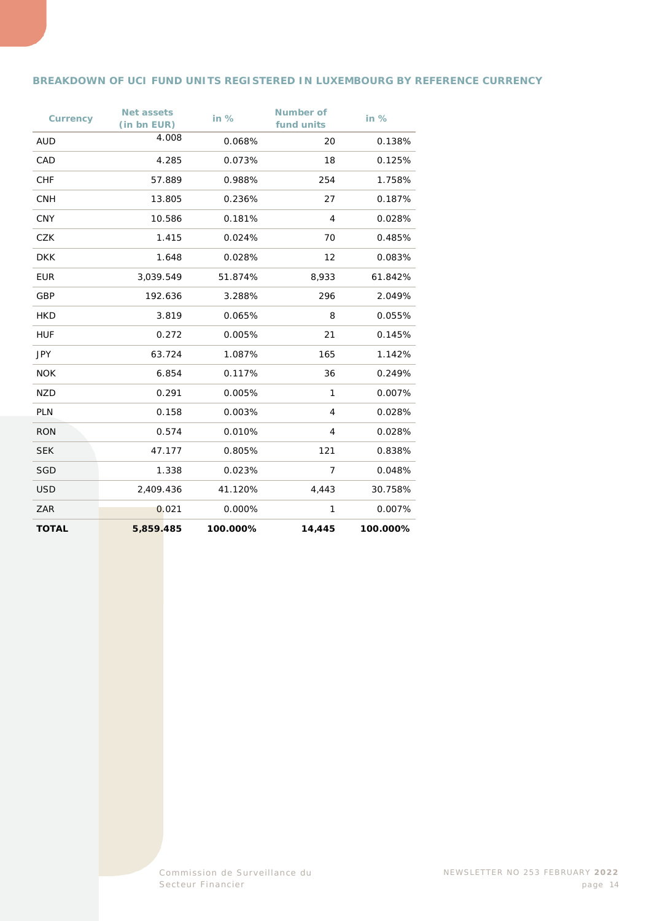## BREAKDOWN OF UCI FUND UNITS REGISTERED IN LUXEMBOURG BY REFERENCE CURRENCY

| Currency | Net assets (in bn EUR) | in % | Number of fund units | in % |
|---|---|---|---|---|
| AUD | 4.008 | 0.068% | 20 | 0.138% |
| CAD | 4.285 | 0.073% | 18 | 0.125% |
| CHF | 57.889 | 0.988% | 254 | 1.758% |
| CNH | 13.805 | 0.236% | 27 | 0.187% |
| CNY | 10.586 | 0.181% | 4 | 0.028% |
| CZK | 1.415 | 0.024% | 70 | 0.485% |
| DKK | 1.648 | 0.028% | 12 | 0.083% |
| EUR | 3,039.549 | 51.874% | 8,933 | 61.842% |
| GBP | 192.636 | 3.288% | 296 | 2.049% |
| HKD | 3.819 | 0.065% | 8 | 0.055% |
| HUF | 0.272 | 0.005% | 21 | 0.145% |
| JPY | 63.724 | 1.087% | 165 | 1.142% |
| NOK | 6.854 | 0.117% | 36 | 0.249% |
| NZD | 0.291 | 0.005% | 1 | 0.007% |
| PLN | 0.158 | 0.003% | 4 | 0.028% |
| RON | 0.574 | 0.010% | 4 | 0.028% |
| SEK | 47.177 | 0.805% | 121 | 0.838% |
| SGD | 1.338 | 0.023% | 7 | 0.048% |
| USD | 2,409.436 | 41.120% | 4,443 | 30.758% |
| ZAR | 0.021 | 0.000% | 1 | 0.007% |
| **TOTAL** | **5,859.485** | **100.000%** | **14,445** | **100.000%** |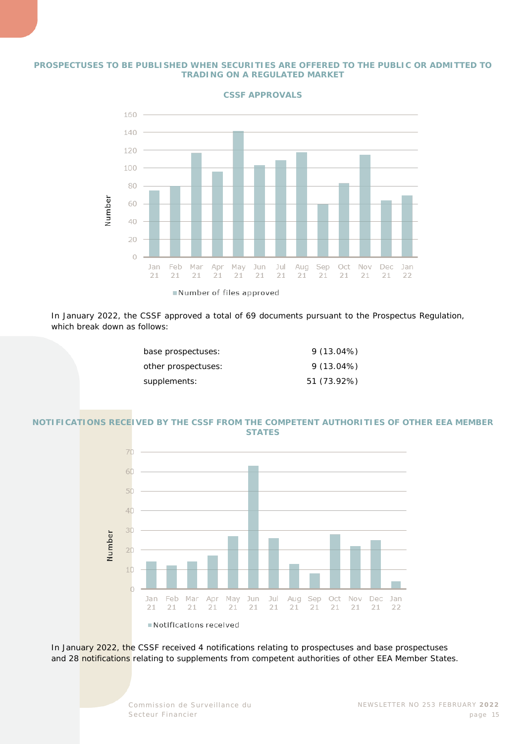### PROSPECTUSES TO BE PUBLISHED WHEN SECURITIES ARE OFFERED TO THE PUBLIC OR ADMITTED TO TRADING ON A REGULATED MARKET

**CSSF APPROVALS**

In January 2022, the CSSF approved a total of 69 documents pursuant to the Prospectus Regulation, which break down as follows:

| | |
|---|---|
| base prospectuses: | 9 (13.04%) |
| other prospectuses: | 9 (13.04%) |
| supplements: | 51 (73.92%) |

### NOTIFICATIONS RECEIVED BY THE CSSF FROM THE COMPETENT AUTHORITIES OF OTHER EEA MEMBER STATES

In January 2022, the CSSF received 4 notifications relating to prospectuses and base prospectuses and 28 notifications relating to supplements from competent authorities of other EEA Member States.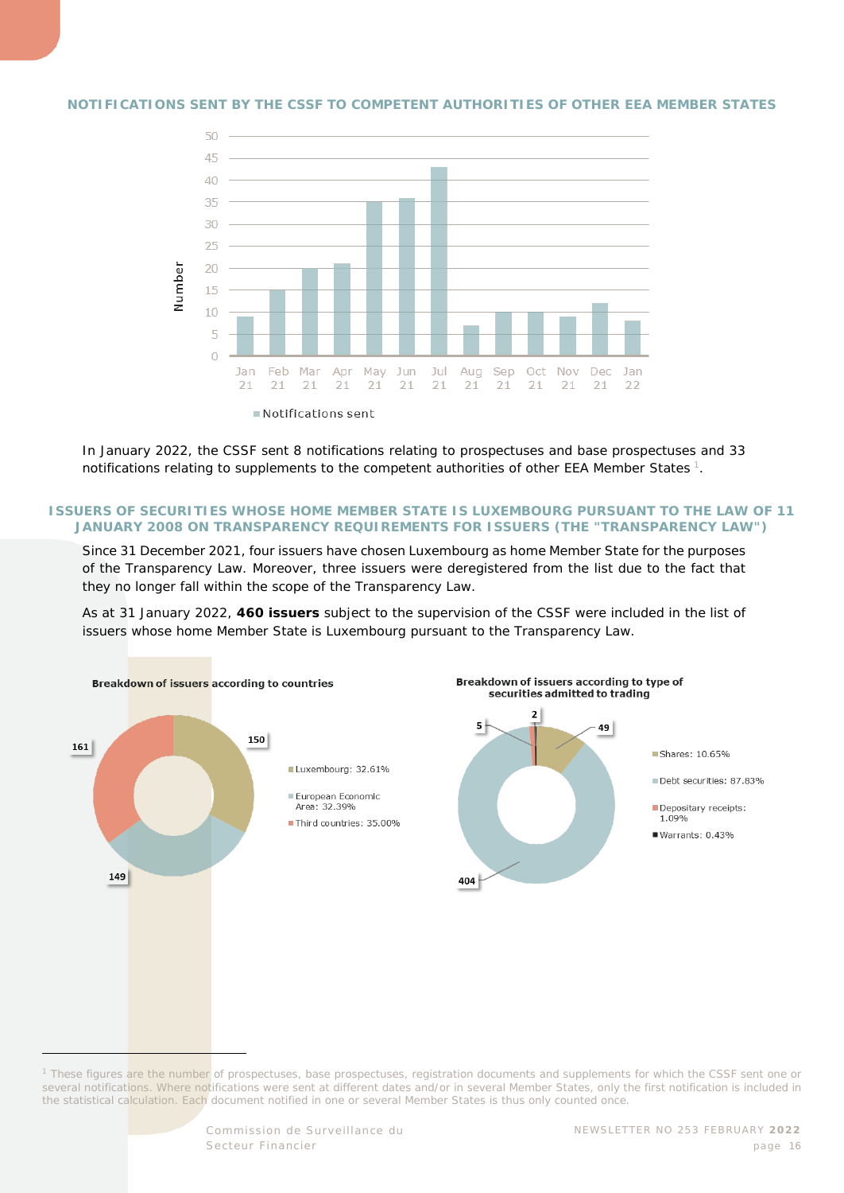## NOTIFICATIONS SENT BY THE CSSF TO COMPETENT AUTHORITIES OF OTHER EEA MEMBER STATES

| | Jan 21 | Feb 21 | Mar 21 | Apr 21 | May 21 | Jun 21 | Jul 21 | Aug 21 | Sep 21 | Oct 21 | Nov 21 | Dec 21 | Jan 22 |
|---|---|---|---|---|---|---|---|---|---|---|---|---|---|
| Notifications sent | 9 | 15 | 20 | 21 | 35 | 36 | 43 | 7 | 10 | 10 | 9 | 12 | 8 |

In January 2022, the CSSF sent 8 notifications relating to prospectuses and base prospectuses and 33 notifications relating to supplements to the competent authorities of other EEA Member States [1].

## ISSUERS OF SECURITIES WHOSE HOME MEMBER STATE IS LUXEMBOURG PURSUANT TO THE LAW OF 11 JANUARY 2008 ON TRANSPARENCY REQUIREMENTS FOR ISSUERS (THE "TRANSPARENCY LAW")

Since 31 December 2021, four issuers have chosen Luxembourg as home Member State for the purposes of the Transparency Law. Moreover, three issuers were deregistered from the list due to the fact that they no longer fall within the scope of the Transparency Law.

As at 31 January 2022, **460 issuers** subject to the supervision of the CSSF were included in the list of issuers whose home Member State is Luxembourg pursuant to the Transparency Law.

**Breakdown of issuers according to countries**

| Country | Number | Share |
|---|---|---|
| Luxembourg | 150 | 32.61% |
| European Economic Area | 149 | 32.39% |
| Third countries | 161 | 35.00% |

**Breakdown of issuers according to type of securities admitted to trading**

| Type | Number | Share |
|---|---|---|
| Shares | 49 | 10.65% |
| Debt securities | 404 | 87.83% |
| Depositary receipts | 5 | 1.09% |
| Warrants | 2 | 0.43% |

[1] These figures are the number of prospectuses, base prospectuses, registration documents and supplements for which the CSSF sent one or several notifications. Where notifications were sent at different dates and/or in several Member States, only the first notification is included in the statistical calculation. Each document notified in one or several Member States is thus only counted once.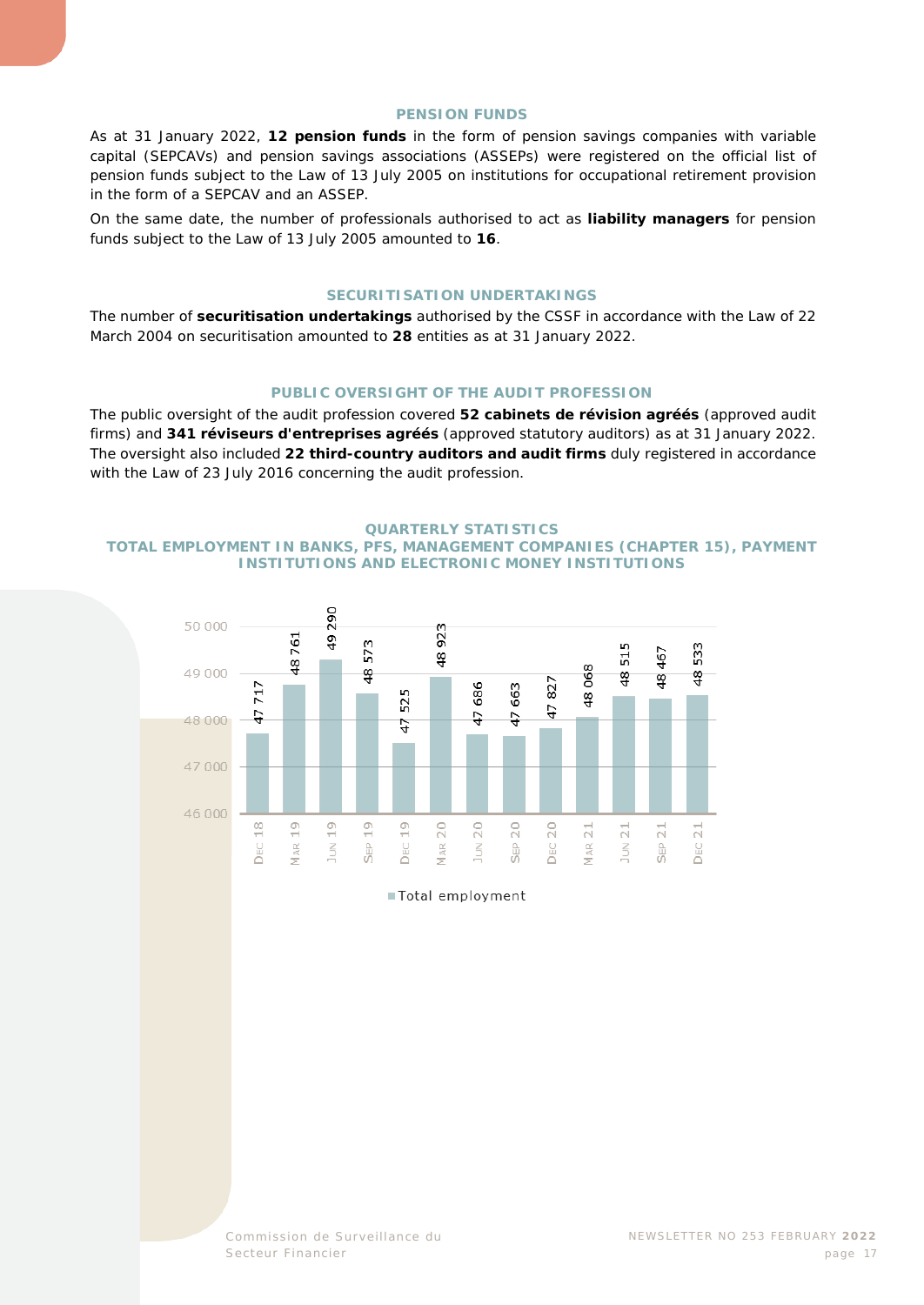## PENSION FUNDS

As at 31 January 2022, **12 pension funds** in the form of pension savings companies with variable capital (SEPCAVs) and pension savings associations (ASSEPs) were registered on the official list of pension funds subject to the Law of 13 July 2005 on institutions for occupational retirement provision in the form of a SEPCAV and an ASSEP.

On the same date, the number of professionals authorised to act as **liability managers** for pension funds subject to the Law of 13 July 2005 amounted to **16**.

## SECURITISATION UNDERTAKINGS

The number of **securitisation undertakings** authorised by the CSSF in accordance with the Law of 22 March 2004 on securitisation amounted to **28** entities as at 31 January 2022.

## PUBLIC OVERSIGHT OF THE AUDIT PROFESSION

The public oversight of the audit profession covered **52 cabinets de révision agréés** (approved audit firms) and **341 réviseurs d'entreprises agréés** (approved statutory auditors) as at 31 January 2022. The oversight also included **22 third-country auditors and audit firms** duly registered in accordance with the Law of 23 July 2016 concerning the audit profession.

## QUARTERLY STATISTICS
## TOTAL EMPLOYMENT IN BANKS, PFS, MANAGEMENT COMPANIES (CHAPTER 15), PAYMENT INSTITUTIONS AND ELECTRONIC MONEY INSTITUTIONS

| Period | Total employment |
|---|---|
| Dec 18 | 47 717 |
| Mar 19 | 48 761 |
| Jun 19 | 49 290 |
| Sep 19 | 48 573 |
| Dec 19 | 47 525 |
| Mar 20 | 48 923 |
| Jun 20 | 47 686 |
| Sep 20 | 47 663 |
| Dec 20 | 47 827 |
| Mar 21 | 48 068 |
| Jun 21 | 48 515 |
| Sep 21 | 48 467 |
| Dec 21 | 48 533 |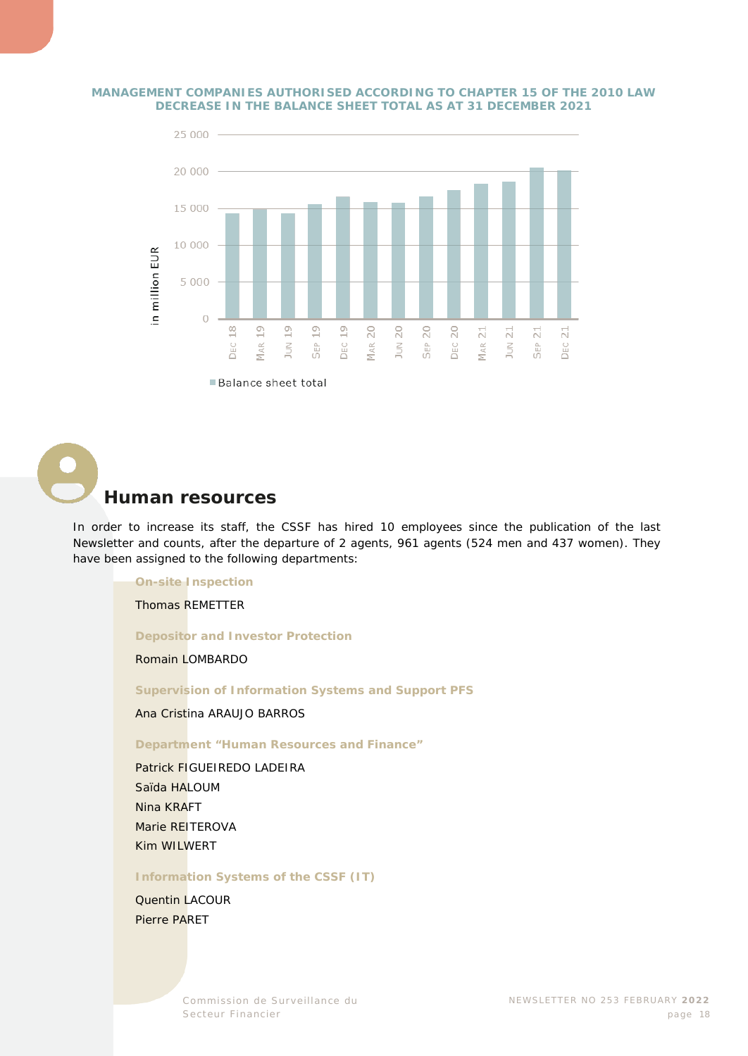**MANAGEMENT COMPANIES AUTHORISED ACCORDING TO CHAPTER 15 OF THE 2010 LAW DECREASE IN THE BALANCE SHEET TOTAL AS AT 31 DECEMBER 2021**

## Human resources

In order to increase its staff, the CSSF has hired 10 employees since the publication of the last Newsletter and counts, after the departure of 2 agents, 961 agents (524 men and 437 women). They have been assigned to the following departments:

**On-site Inspection**

Thomas REMETTER

**Depositor and Investor Protection**

Romain LOMBARDO

**Supervision of Information Systems and Support PFS**

Ana Cristina ARAUJO BARROS

**Department "Human Resources and Finance"**

Patrick FIGUEIREDO LADEIRA
Saïda HALOUM
Nina KRAFT
Marie REITEROVA
Kim WILWERT

**Information Systems of the CSSF (IT)**

Quentin LACOUR
Pierre PARET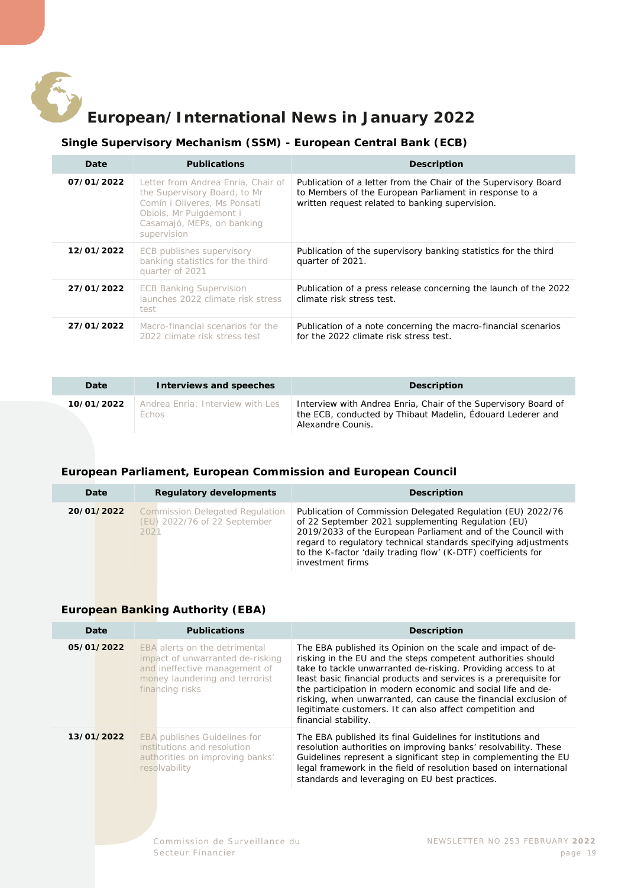# European/International News in January 2022

## Single Supervisory Mechanism (SSM) - European Central Bank (ECB)

| Date | Publications | Description |
|---|---|---|
| 07/01/2022 | Letter from Andrea Enria, Chair of the Supervisory Board, to Mr Comín i Oliveres, Ms Ponsatí Obiols, Mr Puigdemont i Casamajó, MEPs, on banking supervision | Publication of a letter from the Chair of the Supervisory Board to Members of the European Parliament in response to a written request related to banking supervision. |
| 12/01/2022 | ECB publishes supervisory banking statistics for the third quarter of 2021 | Publication of the supervisory banking statistics for the third quarter of 2021. |
| 27/01/2022 | ECB Banking Supervision launches 2022 climate risk stress test | Publication of a press release concerning the launch of the 2022 climate risk stress test. |
| 27/01/2022 | Macro-financial scenarios for the 2022 climate risk stress test | Publication of a note concerning the macro-financial scenarios for the 2022 climate risk stress test. |

| Date | Interviews and speeches | Description |
|---|---|---|
| 10/01/2022 | Andrea Enria: Interview with Les Échos | Interview with Andrea Enria, Chair of the Supervisory Board of the ECB, conducted by Thibaut Madelin, Édouard Lederer and Alexandre Counis. |

## European Parliament, European Commission and European Council

| Date | Regulatory developments | Description |
|---|---|---|
| 20/01/2022 | Commission Delegated Regulation (EU) 2022/76 of 22 September 2021 | Publication of Commission Delegated Regulation (EU) 2022/76 of 22 September 2021 supplementing Regulation (EU) 2019/2033 of the European Parliament and of the Council with regard to regulatory technical standards specifying adjustments to the K-factor 'daily trading flow' (K-DTF) coefficients for investment firms |

## European Banking Authority (EBA)

| Date | Publications | Description |
|---|---|---|
| 05/01/2022 | EBA alerts on the detrimental impact of unwarranted de-risking and ineffective management of money laundering and terrorist financing risks | The EBA published its Opinion on the scale and impact of de-risking in the EU and the steps competent authorities should take to tackle unwarranted de-risking. Providing access to at least basic financial products and services is a prerequisite for the participation in modern economic and social life and de-risking, when unwarranted, can cause the financial exclusion of legitimate customers. It can also affect competition and financial stability. |
| 13/01/2022 | EBA publishes Guidelines for institutions and resolution authorities on improving banks' resolvability | The EBA published its final Guidelines for institutions and resolution authorities on improving banks' resolvability. These Guidelines represent a significant step in complementing the EU legal framework in the field of resolution based on international standards and leveraging on EU best practices. |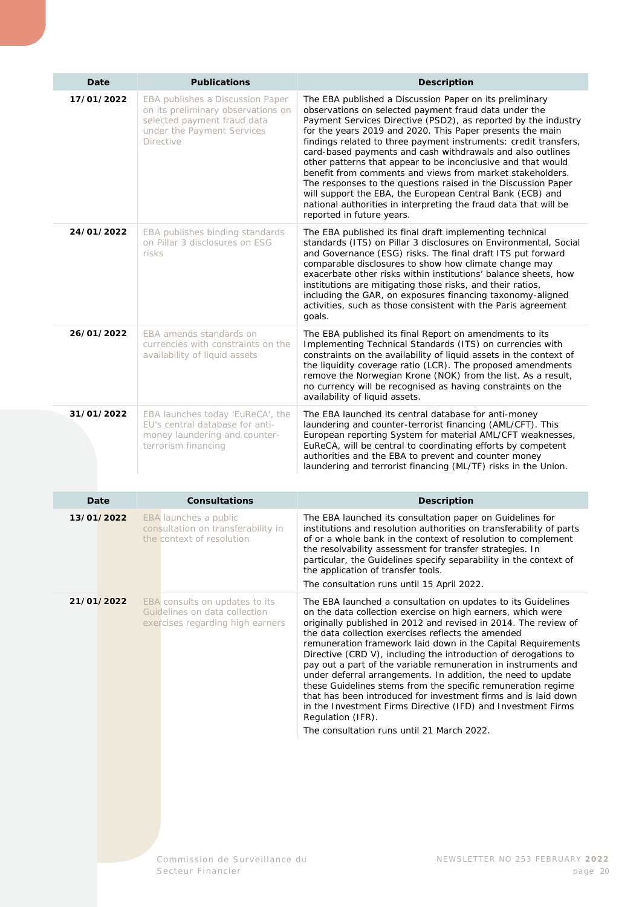| Date | Publications | Description |
|---|---|---|
| **17/01/2022** | EBA publishes a Discussion Paper on its preliminary observations on selected payment fraud data under the Payment Services Directive | The EBA published a Discussion Paper on its preliminary observations on selected payment fraud data under the Payment Services Directive (PSD2), as reported by the industry for the years 2019 and 2020. This Paper presents the main findings related to three payment instruments: credit transfers, card-based payments and cash withdrawals and also outlines other patterns that appear to be inconclusive and that would benefit from comments and views from market stakeholders. The responses to the questions raised in the Discussion Paper will support the EBA, the European Central Bank (ECB) and national authorities in interpreting the fraud data that will be reported in future years. |
| **24/01/2022** | EBA publishes binding standards on Pillar 3 disclosures on ESG risks | The EBA published its final draft implementing technical standards (ITS) on Pillar 3 disclosures on Environmental, Social and Governance (ESG) risks. The final draft ITS put forward comparable disclosures to show how climate change may exacerbate other risks within institutions' balance sheets, how institutions are mitigating those risks, and their ratios, including the GAR, on exposures financing taxonomy-aligned activities, such as those consistent with the Paris agreement goals. |
| **26/01/2022** | EBA amends standards on currencies with constraints on the availability of liquid assets | The EBA published its final Report on amendments to its Implementing Technical Standards (ITS) on currencies with constraints on the availability of liquid assets in the context of the liquidity coverage ratio (LCR). The proposed amendments remove the Norwegian Krone (NOK) from the list. As a result, no currency will be recognised as having constraints on the availability of liquid assets. |
| **31/01/2022** | EBA launches today 'EuReCA', the EU's central database for anti-money laundering and counter-terrorism financing | The EBA launched its central database for anti-money laundering and counter-terrorist financing (AML/CFT). This European reporting System for material AML/CFT weaknesses, EuReCA, will be central to coordinating efforts by competent authorities and the EBA to prevent and counter money laundering and terrorist financing (ML/TF) risks in the Union. |

| Date | Consultations | Description |
|---|---|---|
| **13/01/2022** | EBA launches a public consultation on transferability in the context of resolution | The EBA launched its consultation paper on Guidelines for institutions and resolution authorities on transferability of parts of or a whole bank in the context of resolution to complement the resolvability assessment for transfer strategies. In particular, the Guidelines specify separability in the context of the application of transfer tools.<br><br>The consultation runs until 15 April 2022. |
| **21/01/2022** | EBA consults on updates to its Guidelines on data collection exercises regarding high earners | The EBA launched a consultation on updates to its Guidelines on the data collection exercise on high earners, which were originally published in 2012 and revised in 2014. The review of the data collection exercises reflects the amended remuneration framework laid down in the Capital Requirements Directive (CRD V), including the introduction of derogations to pay out a part of the variable remuneration in instruments and under deferral arrangements. In addition, the need to update these Guidelines stems from the specific remuneration regime that has been introduced for investment firms and is laid down in the Investment Firms Directive (IFD) and Investment Firms Regulation (IFR).<br><br>The consultation runs until 21 March 2022. |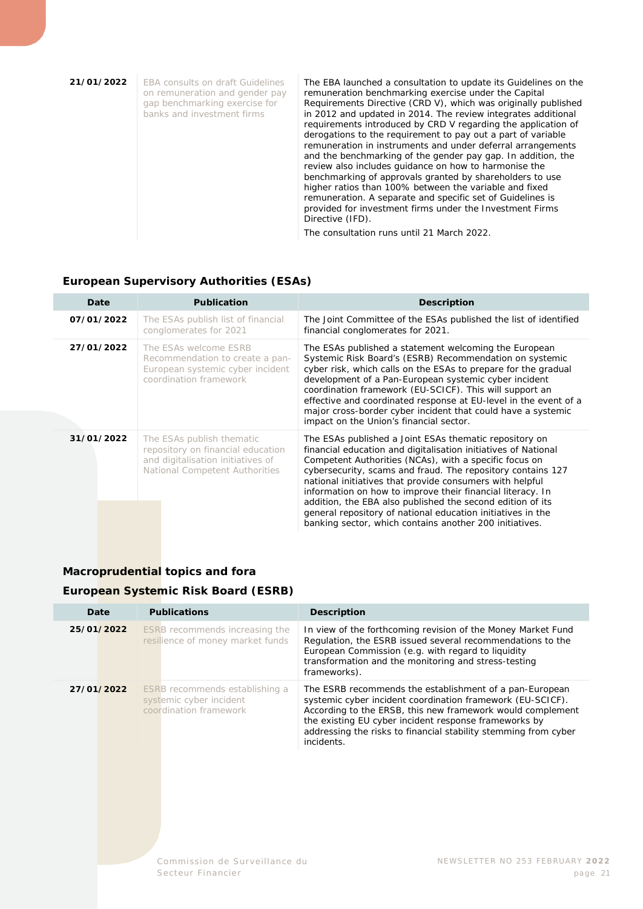| | | |
|---|---|---|
| **21/01/2022** | EBA consults on draft Guidelines on remuneration and gender pay gap benchmarking exercise for banks and investment firms | The EBA launched a consultation to update its Guidelines on the remuneration benchmarking exercise under the Capital Requirements Directive (CRD V), which was originally published in 2012 and updated in 2014. The review integrates additional requirements introduced by CRD V regarding the application of derogations to the requirement to pay out a part of variable remuneration in instruments and under deferral arrangements and the benchmarking of the gender pay gap. In addition, the review also includes guidance on how to harmonise the benchmarking of approvals granted by shareholders to use higher ratios than 100% between the variable and fixed remuneration. A separate and specific set of Guidelines is provided for investment firms under the Investment Firms Directive (IFD).<br>The consultation runs until 21 March 2022. |

### European Supervisory Authorities (ESAs)

| Date | Publication | Description |
|---|---|---|
| **07/01/2022** | The ESAs publish list of financial conglomerates for 2021 | The Joint Committee of the ESAs published the list of identified financial conglomerates for 2021. |
| **27/01/2022** | The ESAs welcome ESRB Recommendation to create a pan-European systemic cyber incident coordination framework | The ESAs published a statement welcoming the European Systemic Risk Board's (ESRB) Recommendation on systemic cyber risk, which calls on the ESAs to prepare for the gradual development of a Pan-European systemic cyber incident coordination framework (EU-SCICF). This will support an effective and coordinated response at EU-level in the event of a major cross-border cyber incident that could have a systemic impact on the Union's financial sector. |
| **31/01/2022** | The ESAs publish thematic repository on financial education and digitalisation initiatives of National Competent Authorities | The ESAs published a Joint ESAs thematic repository on financial education and digitalisation initiatives of National Competent Authorities (NCAs), with a specific focus on cybersecurity, scams and fraud. The repository contains 127 national initiatives that provide consumers with helpful information on how to improve their financial literacy. In addition, the EBA also published the second edition of its general repository of national education initiatives in the banking sector, which contains another 200 initiatives. |

## Macroprudential topics and fora

### European Systemic Risk Board (ESRB)

| Date | Publications | Description |
|---|---|---|
| **25/01/2022** | ESRB recommends increasing the resilience of money market funds | In view of the forthcoming revision of the Money Market Fund Regulation, the ESRB issued several recommendations to the European Commission (e.g. with regard to liquidity transformation and the monitoring and stress-testing frameworks). |
| **27/01/2022** | ESRB recommends establishing a systemic cyber incident coordination framework | The ESRB recommends the establishment of a pan-European systemic cyber incident coordination framework (EU-SCICF). According to the ERSB, this new framework would complement the existing EU cyber incident response frameworks by addressing the risks to financial stability stemming from cyber incidents. |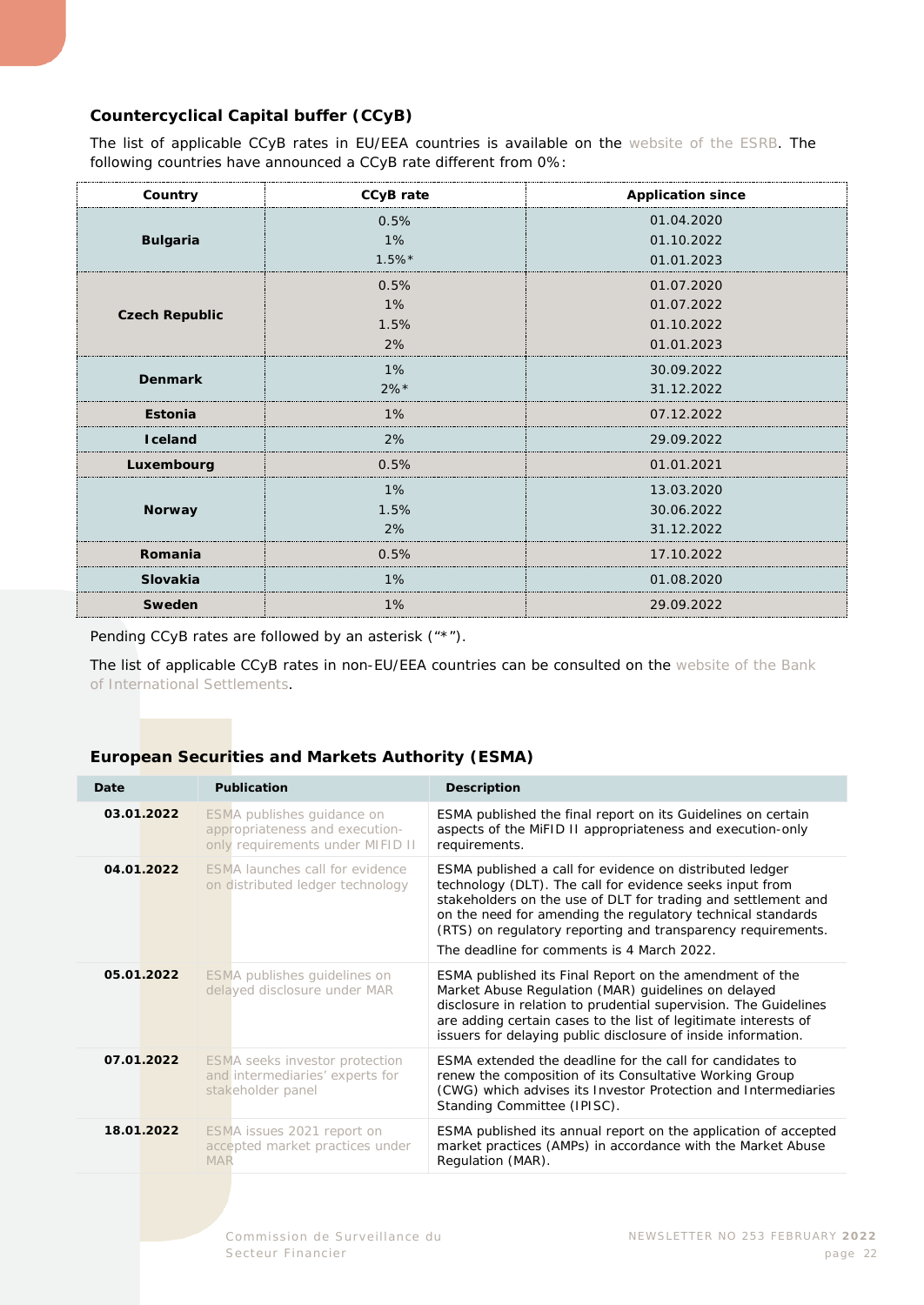### Countercyclical Capital buffer (CCyB)

The list of applicable CCyB rates in EU/EEA countries is available on the website of the ESRB. The following countries have announced a CCyB rate different from 0%:

| Country | CCyB rate | Application since |
|---|---|---|
| **Bulgaria** | 0.5%<br>1%<br>1.5%* | 01.04.2020<br>01.10.2022<br>01.01.2023 |
| **Czech Republic** | 0.5%<br>1%<br>1.5%<br>2% | 01.07.2020<br>01.07.2022<br>01.10.2022<br>01.01.2023 |
| **Denmark** | 1%<br>2%* | 30.09.2022<br>31.12.2022 |
| **Estonia** | 1% | 07.12.2022 |
| **Iceland** | 2% | 29.09.2022 |
| **Luxembourg** | 0.5% | 01.01.2021 |
| **Norway** | 1%<br>1.5%<br>2% | 13.03.2020<br>30.06.2022<br>31.12.2022 |
| **Romania** | 0.5% | 17.10.2022 |
| **Slovakia** | 1% | 01.08.2020 |
| **Sweden** | 1% | 29.09.2022 |

Pending CCyB rates are followed by an asterisk ("*").

The list of applicable CCyB rates in non-EU/EEA countries can be consulted on the website of the Bank of International Settlements.

### European Securities and Markets Authority (ESMA)

| Date | Publication | Description |
|---|---|---|
| **03.01.2022** | ESMA publishes guidance on appropriateness and execution-only requirements under MIFID II | ESMA published the final report on its Guidelines on certain aspects of the MiFID II appropriateness and execution-only requirements. |
| **04.01.2022** | ESMA launches call for evidence on distributed ledger technology | ESMA published a call for evidence on distributed ledger technology (DLT). The call for evidence seeks input from stakeholders on the use of DLT for trading and settlement and on the need for amending the regulatory technical standards (RTS) on regulatory reporting and transparency requirements.<br>The deadline for comments is 4 March 2022. |
| **05.01.2022** | ESMA publishes guidelines on delayed disclosure under MAR | ESMA published its Final Report on the amendment of the Market Abuse Regulation (MAR) guidelines on delayed disclosure in relation to prudential supervision. The Guidelines are adding certain cases to the list of legitimate interests of issuers for delaying public disclosure of inside information. |
| **07.01.2022** | ESMA seeks investor protection and intermediaries' experts for stakeholder panel | ESMA extended the deadline for the call for candidates to renew the composition of its Consultative Working Group (CWG) which advises its Investor Protection and Intermediaries Standing Committee (IPISC). |
| **18.01.2022** | ESMA issues 2021 report on accepted market practices under MAR | ESMA published its annual report on the application of accepted market practices (AMPs) in accordance with the Market Abuse Regulation (MAR). |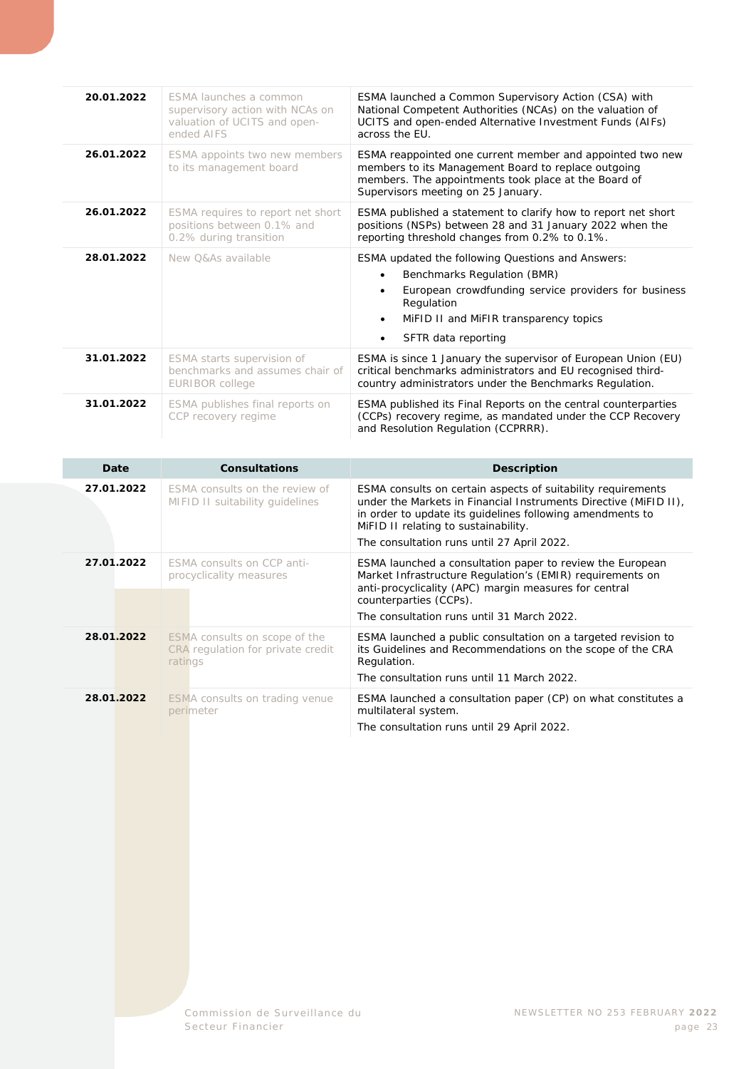| | | |
|---|---|---|
| **20.01.2022** | ESMA launches a common supervisory action with NCAs on valuation of UCITS and open-ended AIFS | ESMA launched a Common Supervisory Action (CSA) with National Competent Authorities (NCAs) on the valuation of UCITS and open-ended Alternative Investment Funds (AIFs) across the EU. |
| **26.01.2022** | ESMA appoints two new members to its management board | ESMA reappointed one current member and appointed two new members to its Management Board to replace outgoing members. The appointments took place at the Board of Supervisors meeting on 25 January. |
| **26.01.2022** | ESMA requires to report net short positions between 0.1% and 0.2% during transition | ESMA published a statement to clarify how to report net short positions (NSPs) between 28 and 31 January 2022 when the reporting threshold changes from 0.2% to 0.1%. |
| **28.01.2022** | New Q&As available | ESMA updated the following Questions and Answers:<br>• Benchmarks Regulation (BMR)<br>• European crowdfunding service providers for business Regulation<br>• MiFID II and MiFIR transparency topics<br>• SFTR data reporting |
| **31.01.2022** | ESMA starts supervision of benchmarks and assumes chair of EURIBOR college | ESMA is since 1 January the supervisor of European Union (EU) critical benchmarks administrators and EU recognised third-country administrators under the Benchmarks Regulation. |
| **31.01.2022** | ESMA publishes final reports on CCP recovery regime | ESMA published its Final Reports on the central counterparties (CCPs) recovery regime, as mandated under the CCP Recovery and Resolution Regulation (CCPRRR). |

| Date | Consultations | Description |
|---|---|---|
| **27.01.2022** | ESMA consults on the review of MIFID II suitability guidelines | ESMA consults on certain aspects of suitability requirements under the Markets in Financial Instruments Directive (MiFID II), in order to update its guidelines following amendments to MiFID II relating to sustainability.<br>The consultation runs until 27 April 2022. |
| **27.01.2022** | ESMA consults on CCP anti-procyclicality measures | ESMA launched a consultation paper to review the European Market Infrastructure Regulation's (EMIR) requirements on anti-procyclicality (APC) margin measures for central counterparties (CCPs).<br>The consultation runs until 31 March 2022. |
| **28.01.2022** | ESMA consults on scope of the CRA regulation for private credit ratings | ESMA launched a public consultation on a targeted revision to its Guidelines and Recommendations on the scope of the CRA Regulation.<br>The consultation runs until 11 March 2022. |
| **28.01.2022** | ESMA consults on trading venue perimeter | ESMA launched a consultation paper (CP) on what constitutes a multilateral system.<br>The consultation runs until 29 April 2022. |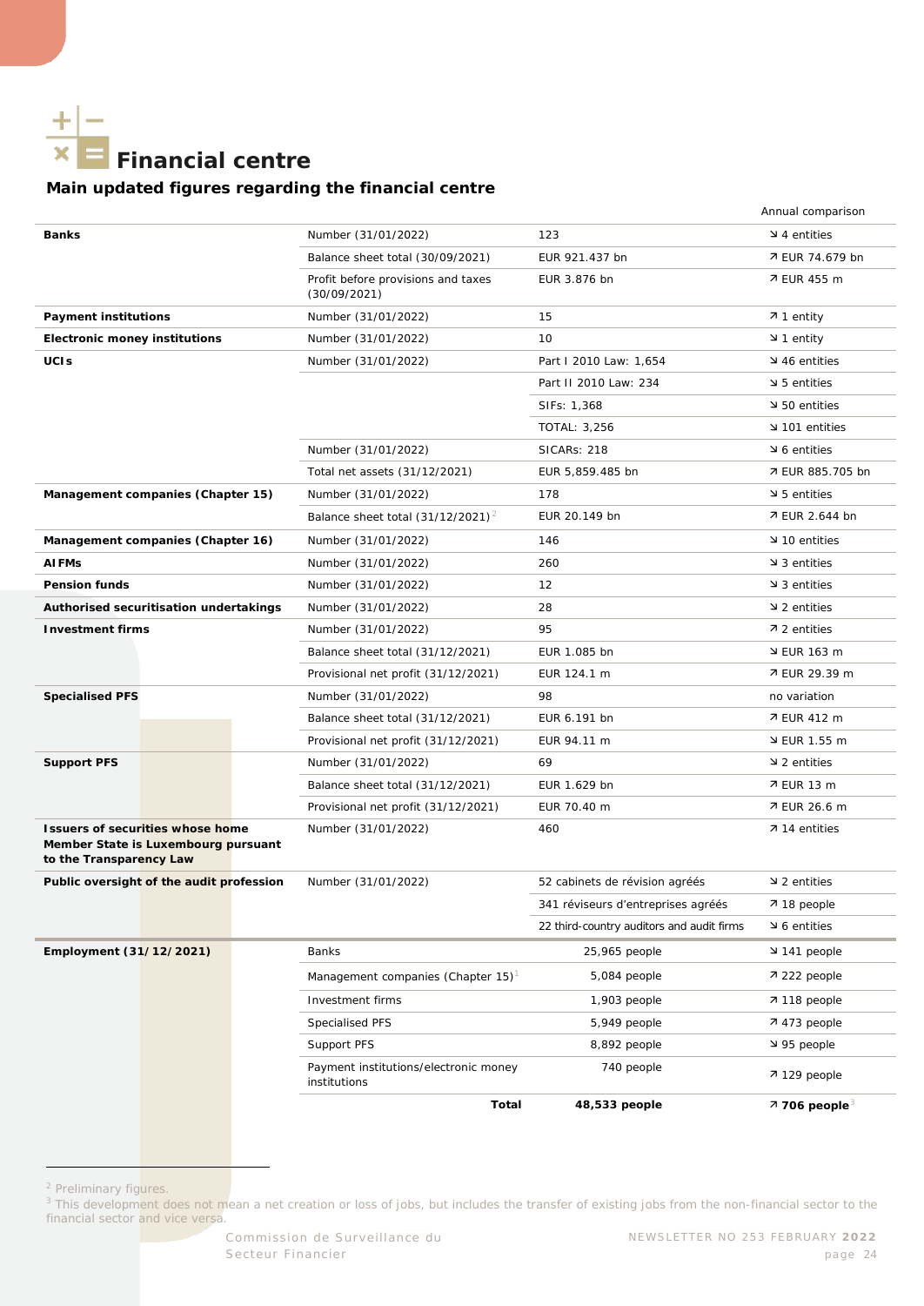# Financial centre

## Main updated figures regarding the financial centre

| | | | Annual comparison |
|---|---|---|---|
| **Banks** | Number (31/01/2022) | 123 | ↘ 4 entities |
| | Balance sheet total (30/09/2021) | EUR 921.437 bn | ↗ EUR 74.679 bn |
| | Profit before provisions and taxes (30/09/2021) | EUR 3.876 bn | ↗ EUR 455 m |
| **Payment institutions** | Number (31/01/2022) | 15 | ↗ 1 entity |
| **Electronic money institutions** | Number (31/01/2022) | 10 | ↘ 1 entity |
| **UCIs** | Number (31/01/2022) | Part I 2010 Law: 1,654 | ↘ 46 entities |
| | | Part II 2010 Law: 234 | ↘ 5 entities |
| | | SIFs: 1,368 | ↘ 50 entities |
| | | TOTAL: 3,256 | ↘ 101 entities |
| | Number (31/01/2022) | SICARs: 218 | ↘ 6 entities |
| | Total net assets (31/12/2021) | EUR 5,859.485 bn | ↗ EUR 885.705 bn |
| **Management companies (Chapter 15)** | Number (31/01/2022) | 178 | ↘ 5 entities |
| | Balance sheet total (31/12/2021)[2] | EUR 20.149 bn | ↗ EUR 2.644 bn |
| **Management companies (Chapter 16)** | Number (31/01/2022) | 146 | ↘ 10 entities |
| **AIFMs** | Number (31/01/2022) | 260 | ↘ 3 entities |
| **Pension funds** | Number (31/01/2022) | 12 | ↘ 3 entities |
| **Authorised securitisation undertakings** | Number (31/01/2022) | 28 | ↘ 2 entities |
| **Investment firms** | Number (31/01/2022) | 95 | ↗ 2 entities |
| | Balance sheet total (31/12/2021) | EUR 1.085 bn | ↘ EUR 163 m |
| | Provisional net profit (31/12/2021) | EUR 124.1 m | ↗ EUR 29.39 m |
| **Specialised PFS** | Number (31/01/2022) | 98 | no variation |
| | Balance sheet total (31/12/2021) | EUR 6.191 bn | ↗ EUR 412 m |
| | Provisional net profit (31/12/2021) | EUR 94.11 m | ↘ EUR 1.55 m |
| **Support PFS** | Number (31/01/2022) | 69 | ↘ 2 entities |
| | Balance sheet total (31/12/2021) | EUR 1.629 bn | ↗ EUR 13 m |
| | Provisional net profit (31/12/2021) | EUR 70.40 m | ↗ EUR 26.6 m |
| **Issuers of securities whose home Member State is Luxembourg pursuant to the Transparency Law** | Number (31/01/2022) | 460 | ↗ 14 entities |
| **Public oversight of the audit profession** | Number (31/01/2022) | 52 cabinets de révision agréés | ↘ 2 entities |
| | | 341 réviseurs d'entreprises agréés | ↗ 18 people |
| | | 22 third-country auditors and audit firms | ↘ 6 entities |
| **Employment (31/12/2021)** | Banks | 25,965 people | ↘ 141 people |
| | Management companies (Chapter 15)[1] | 5,084 people | ↗ 222 people |
| | Investment firms | 1,903 people | ↗ 118 people |
| | Specialised PFS | 5,949 people | ↗ 473 people |
| | Support PFS | 8,892 people | ↘ 95 people |
| | Payment institutions/electronic money institutions | 740 people | ↗ 129 people |
| | **Total** | **48,533 people** | ↗ **706 people**[3] |

[2] Preliminary figures.

[3] This development does not mean a net creation or loss of jobs, but includes the transfer of existing jobs from the non-financial sector to the financial sector and vice versa.